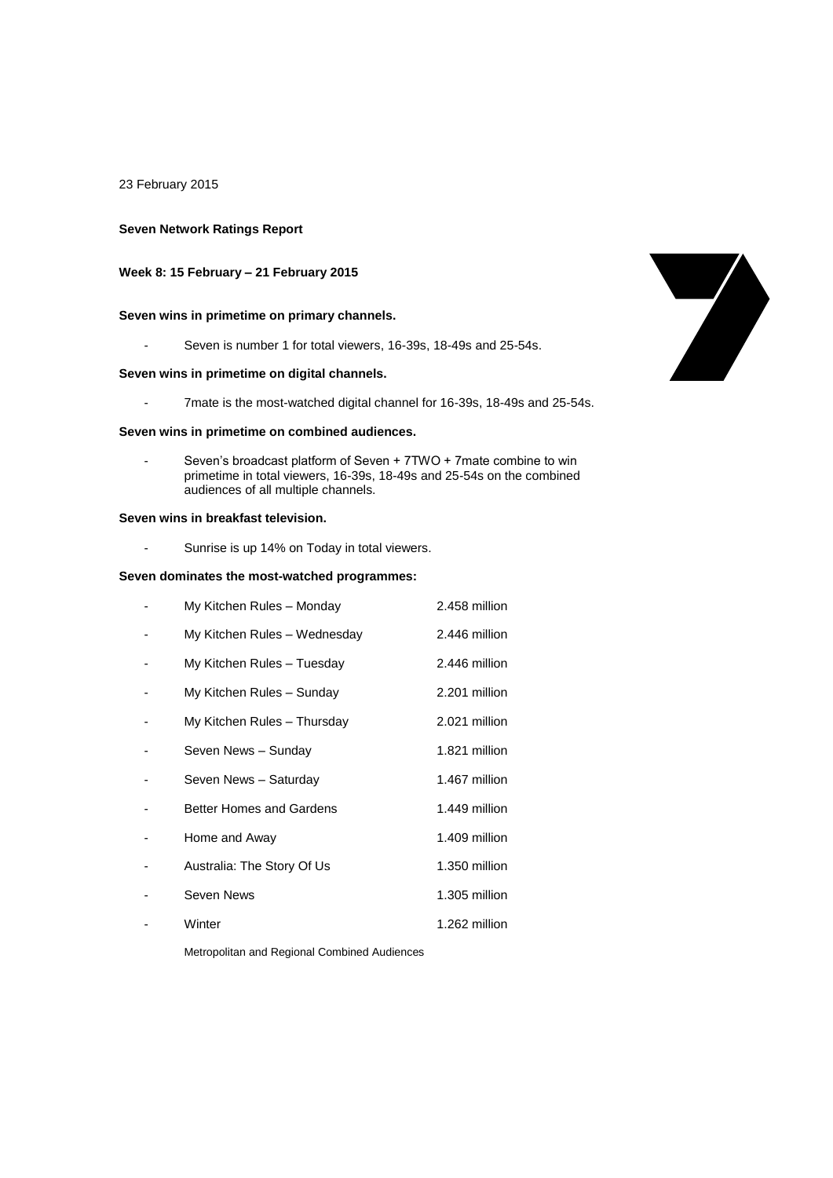23 February 2015

**Seven Network Ratings Report**

**Week 8: 15 February – 21 February 2015**

**Seven wins in primetime on primary channels.**

- Seven is number 1 for total viewers, 16-39s, 18-49s and 25-54s.

**Seven wins in primetime on digital channels.**

- 7mate is the most-watched digital channel for 16-39s, 18-49s and 25-54s.

**Seven wins in primetime on combined audiences.**

- Seven's broadcast platform of Seven + 7TWO + 7mate combine to win primetime in total viewers, 16-39s, 18-49s and 25-54s on the combined audiences of all multiple channels.

**Seven wins in breakfast television.**

- Sunrise is up 14% on Today in total viewers.

**Seven dominates the most-watched programmes:**

| | |
|---|---|
| My Kitchen Rules – Monday | 2.458 million |
| My Kitchen Rules – Wednesday | 2.446 million |
| My Kitchen Rules – Tuesday | 2.446 million |
| My Kitchen Rules – Sunday | 2.201 million |
| My Kitchen Rules – Thursday | 2.021 million |
| Seven News – Sunday | 1.821 million |
| Seven News – Saturday | 1.467 million |
| Better Homes and Gardens | 1.449 million |
| Home and Away | 1.409 million |
| Australia: The Story Of Us | 1.350 million |
| Seven News | 1.305 million |
| Winter | 1.262 million |

Metropolitan and Regional Combined Audiences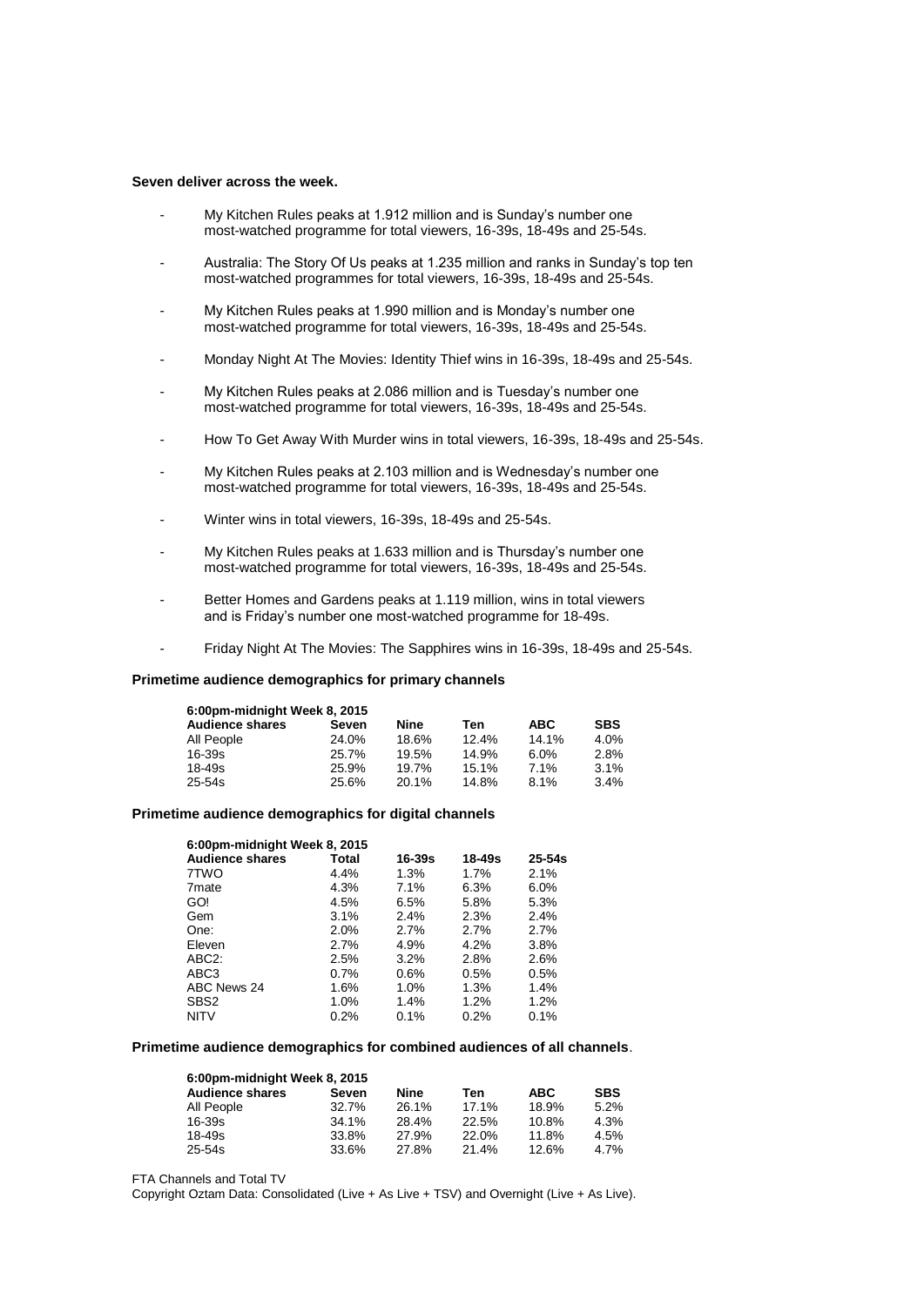**Seven deliver across the week.**

- My Kitchen Rules peaks at 1.912 million and is Sunday's number one most-watched programme for total viewers, 16-39s, 18-49s and 25-54s.
- Australia: The Story Of Us peaks at 1.235 million and ranks in Sunday's top ten most-watched programmes for total viewers, 16-39s, 18-49s and 25-54s.
- My Kitchen Rules peaks at 1.990 million and is Monday's number one most-watched programme for total viewers, 16-39s, 18-49s and 25-54s.
- Monday Night At The Movies: Identity Thief wins in 16-39s, 18-49s and 25-54s.
- My Kitchen Rules peaks at 2.086 million and is Tuesday's number one most-watched programme for total viewers, 16-39s, 18-49s and 25-54s.
- How To Get Away With Murder wins in total viewers, 16-39s, 18-49s and 25-54s.
- My Kitchen Rules peaks at 2.103 million and is Wednesday's number one most-watched programme for total viewers, 16-39s, 18-49s and 25-54s.
- Winter wins in total viewers, 16-39s, 18-49s and 25-54s.
- My Kitchen Rules peaks at 1.633 million and is Thursday's number one most-watched programme for total viewers, 16-39s, 18-49s and 25-54s.
- Better Homes and Gardens peaks at 1.119 million, wins in total viewers and is Friday's number one most-watched programme for 18-49s.
- Friday Night At The Movies: The Sapphires wins in 16-39s, 18-49s and 25-54s.

**Primetime audience demographics for primary channels**

**6:00pm-midnight Week 8, 2015**

| Audience shares | Seven | Nine | Ten | ABC | SBS |
|---|---|---|---|---|---|
| All People | 24.0% | 18.6% | 12.4% | 14.1% | 4.0% |
| 16-39s | 25.7% | 19.5% | 14.9% | 6.0% | 2.8% |
| 18-49s | 25.9% | 19.7% | 15.1% | 7.1% | 3.1% |
| 25-54s | 25.6% | 20.1% | 14.8% | 8.1% | 3.4% |

**Primetime audience demographics for digital channels**

**6:00pm-midnight Week 8, 2015**

| Audience shares | Total | 16-39s | 18-49s | 25-54s |
|---|---|---|---|---|
| 7TWO | 4.4% | 1.3% | 1.7% | 2.1% |
| 7mate | 4.3% | 7.1% | 6.3% | 6.0% |
| GO! | 4.5% | 6.5% | 5.8% | 5.3% |
| Gem | 3.1% | 2.4% | 2.3% | 2.4% |
| One: | 2.0% | 2.7% | 2.7% | 2.7% |
| Eleven | 2.7% | 4.9% | 4.2% | 3.8% |
| ABC2: | 2.5% | 3.2% | 2.8% | 2.6% |
| ABC3 | 0.7% | 0.6% | 0.5% | 0.5% |
| ABC News 24 | 1.6% | 1.0% | 1.3% | 1.4% |
| SBS2 | 1.0% | 1.4% | 1.2% | 1.2% |
| NITV | 0.2% | 0.1% | 0.2% | 0.1% |

**Primetime audience demographics for combined audiences of all channels**.

**6:00pm-midnight Week 8, 2015**

| Audience shares | Seven | Nine | Ten | ABC | SBS |
|---|---|---|---|---|---|
| All People | 32.7% | 26.1% | 17.1% | 18.9% | 5.2% |
| 16-39s | 34.1% | 28.4% | 22.5% | 10.8% | 4.3% |
| 18-49s | 33.8% | 27.9% | 22.0% | 11.8% | 4.5% |
| 25-54s | 33.6% | 27.8% | 21.4% | 12.6% | 4.7% |

FTA Channels and Total TV

Copyright Oztam Data: Consolidated (Live + As Live + TSV) and Overnight (Live + As Live).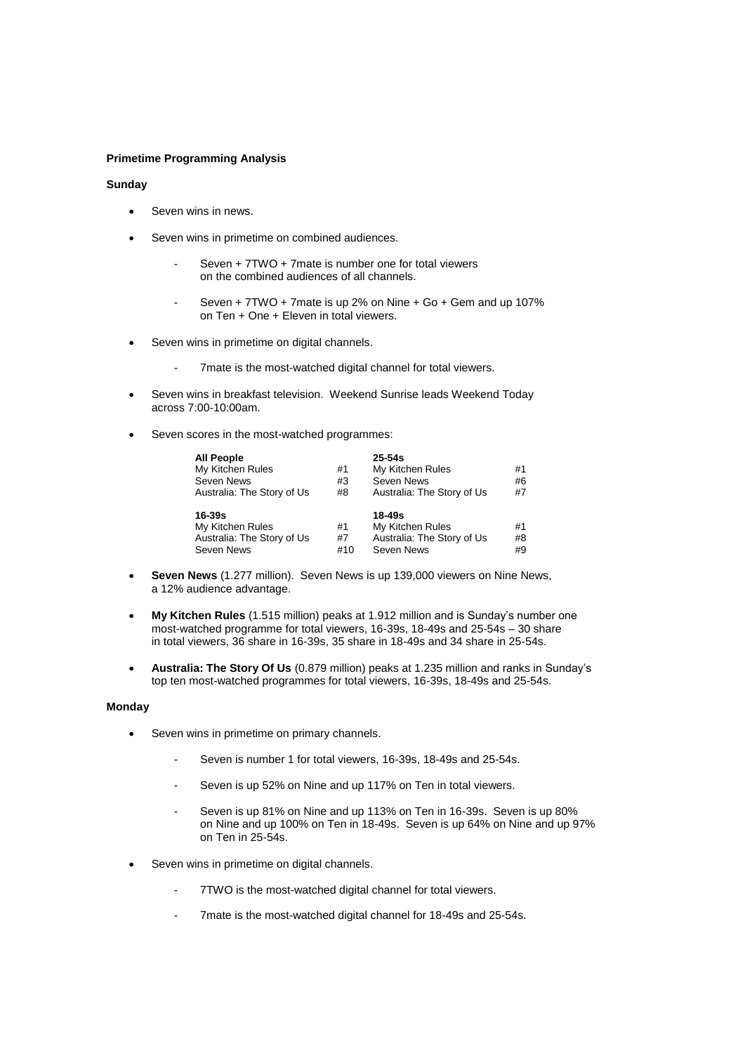**Primetime Programming Analysis**

**Sunday**

- Seven wins in news.
- Seven wins in primetime on combined audiences.
  - Seven + 7TWO + 7mate is number one for total viewers on the combined audiences of all channels.
  - Seven + 7TWO + 7mate is up 2% on Nine + Go + Gem and up 107% on Ten + One + Eleven in total viewers.
- Seven wins in primetime on digital channels.
  - 7mate is the most-watched digital channel for total viewers.
- Seven wins in breakfast television. Weekend Sunrise leads Weekend Today across 7:00-10:00am.
- Seven scores in the most-watched programmes:

| **All People** | | **25-54s** | |
|---|---|---|---|
| My Kitchen Rules | #1 | My Kitchen Rules | #1 |
| Seven News | #3 | Seven News | #6 |
| Australia: The Story of Us | #8 | Australia: The Story of Us | #7 |
| **16-39s** | | **18-49s** | |
| My Kitchen Rules | #1 | My Kitchen Rules | #1 |
| Australia: The Story of Us | #7 | Australia: The Story of Us | #8 |
| Seven News | #10 | Seven News | #9 |

- **Seven News** (1.277 million). Seven News is up 139,000 viewers on Nine News, a 12% audience advantage.
- **My Kitchen Rules** (1.515 million) peaks at 1.912 million and is Sunday's number one most-watched programme for total viewers, 16-39s, 18-49s and 25-54s – 30 share in total viewers, 36 share in 16-39s, 35 share in 18-49s and 34 share in 25-54s.
- **Australia: The Story Of Us** (0.879 million) peaks at 1.235 million and ranks in Sunday's top ten most-watched programmes for total viewers, 16-39s, 18-49s and 25-54s.

**Monday**

- Seven wins in primetime on primary channels.
  - Seven is number 1 for total viewers, 16-39s, 18-49s and 25-54s.
  - Seven is up 52% on Nine and up 117% on Ten in total viewers.
  - Seven is up 81% on Nine and up 113% on Ten in 16-39s. Seven is up 80% on Nine and up 100% on Ten in 18-49s. Seven is up 64% on Nine and up 97% on Ten in 25-54s.
- Seven wins in primetime on digital channels.
  - 7TWO is the most-watched digital channel for total viewers.
  - 7mate is the most-watched digital channel for 18-49s and 25-54s.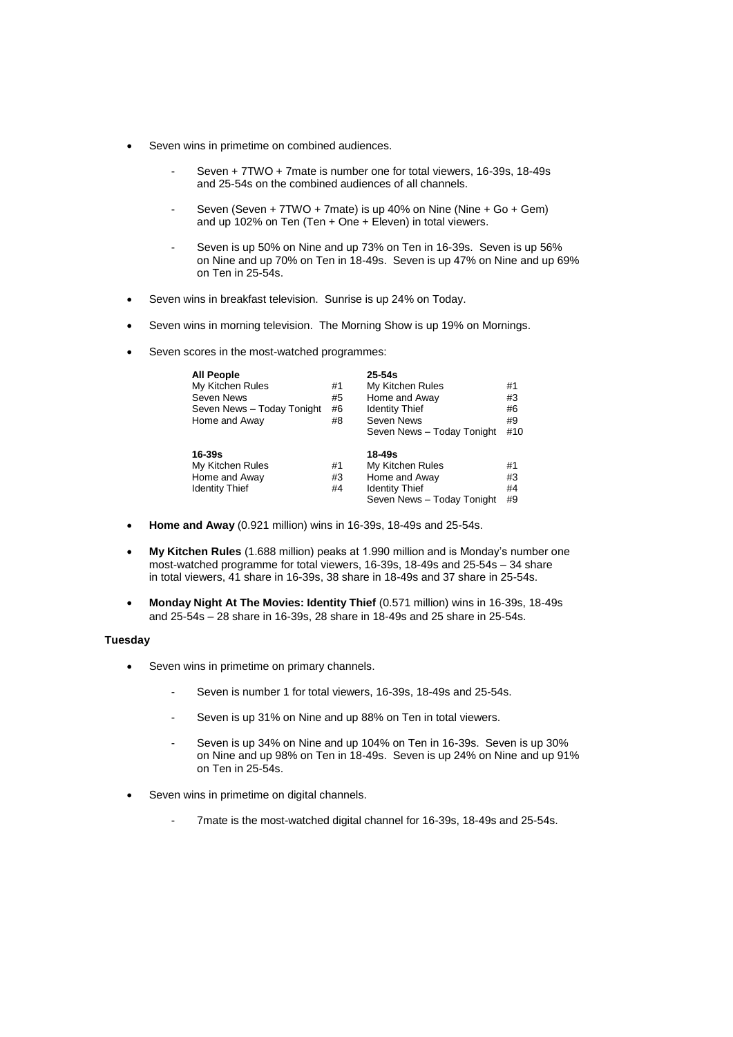- Seven wins in primetime on combined audiences.

  - Seven + 7TWO + 7mate is number one for total viewers, 16-39s, 18-49s and 25-54s on the combined audiences of all channels.

  - Seven (Seven + 7TWO + 7mate) is up 40% on Nine (Nine + Go + Gem) and up 102% on Ten (Ten + One + Eleven) in total viewers.

  - Seven is up 50% on Nine and up 73% on Ten in 16-39s. Seven is up 56% on Nine and up 70% on Ten in 18-49s. Seven is up 47% on Nine and up 69% on Ten in 25-54s.

- Seven wins in breakfast television. Sunrise is up 24% on Today.

- Seven wins in morning television. The Morning Show is up 19% on Mornings.

- Seven scores in the most-watched programmes:

| **All People** | | **25-54s** | |
|---|---|---|---|
| My Kitchen Rules | #1 | My Kitchen Rules | #1 |
| Seven News | #5 | Home and Away | #3 |
| Seven News – Today Tonight | #6 | Identity Thief | #6 |
| Home and Away | #8 | Seven News | #9 |
| | | Seven News – Today Tonight | #10 |

| **16-39s** | | **18-49s** | |
|---|---|---|---|
| My Kitchen Rules | #1 | My Kitchen Rules | #1 |
| Home and Away | #3 | Home and Away | #3 |
| Identity Thief | #4 | Identity Thief | #4 |
| | | Seven News – Today Tonight | #9 |

- **Home and Away** (0.921 million) wins in 16-39s, 18-49s and 25-54s.

- **My Kitchen Rules** (1.688 million) peaks at 1.990 million and is Monday's number one most-watched programme for total viewers, 16-39s, 18-49s and 25-54s – 34 share in total viewers, 41 share in 16-39s, 38 share in 18-49s and 37 share in 25-54s.

- **Monday Night At The Movies: Identity Thief** (0.571 million) wins in 16-39s, 18-49s and 25-54s – 28 share in 16-39s, 28 share in 18-49s and 25 share in 25-54s.

**Tuesday**

- Seven wins in primetime on primary channels.

  - Seven is number 1 for total viewers, 16-39s, 18-49s and 25-54s.

  - Seven is up 31% on Nine and up 88% on Ten in total viewers.

  - Seven is up 34% on Nine and up 104% on Ten in 16-39s. Seven is up 30% on Nine and up 98% on Ten in 18-49s. Seven is up 24% on Nine and up 91% on Ten in 25-54s.

- Seven wins in primetime on digital channels.

  - 7mate is the most-watched digital channel for 16-39s, 18-49s and 25-54s.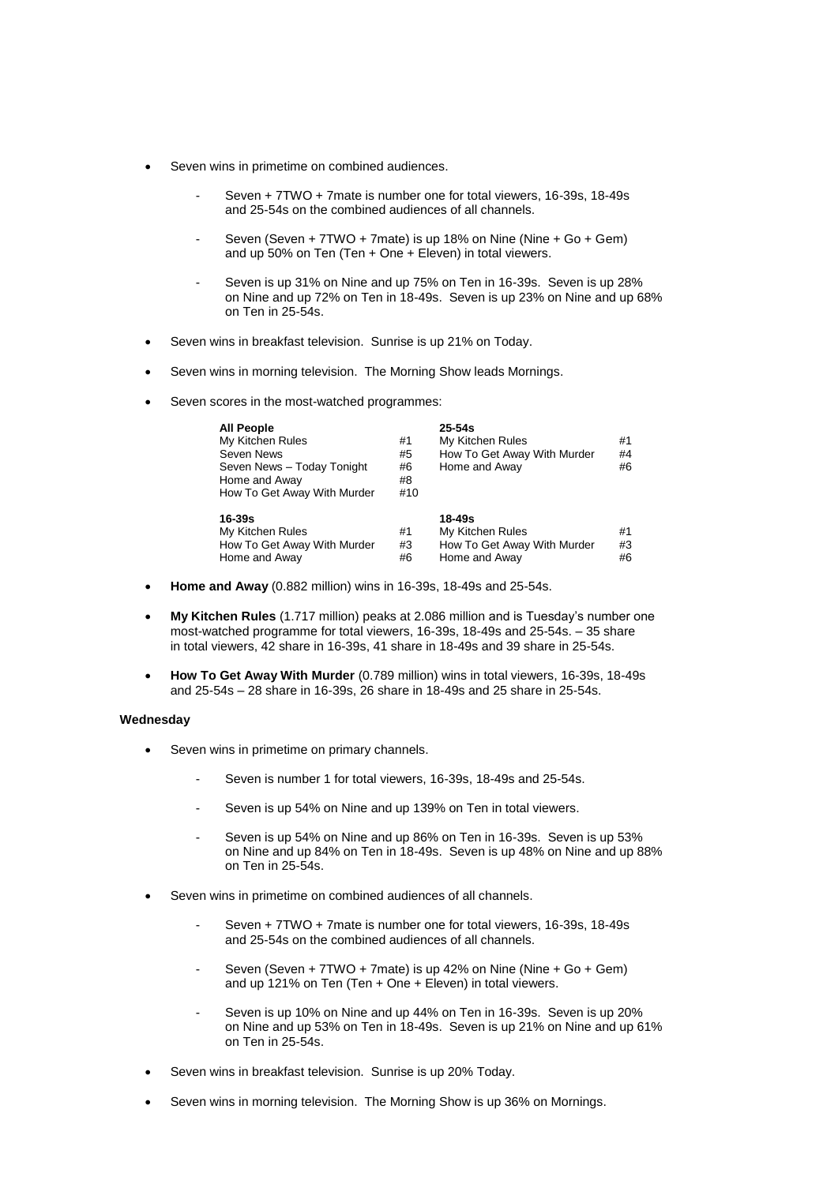- Seven wins in primetime on combined audiences.
    - Seven + 7TWO + 7mate is number one for total viewers, 16-39s, 18-49s and 25-54s on the combined audiences of all channels.
    - Seven (Seven + 7TWO + 7mate) is up 18% on Nine (Nine + Go + Gem) and up 50% on Ten (Ten + One + Eleven) in total viewers.
    - Seven is up 31% on Nine and up 75% on Ten in 16-39s. Seven is up 28% on Nine and up 72% on Ten in 18-49s. Seven is up 23% on Nine and up 68% on Ten in 25-54s.
- Seven wins in breakfast television. Sunrise is up 21% on Today.
- Seven wins in morning television. The Morning Show leads Mornings.
- Seven scores in the most-watched programmes:

| **All People** | | **25-54s** | |
|---|---|---|---|
| My Kitchen Rules | #1 | My Kitchen Rules | #1 |
| Seven News | #5 | How To Get Away With Murder | #4 |
| Seven News – Today Tonight | #6 | Home and Away | #6 |
| Home and Away | #8 | | |
| How To Get Away With Murder | #10 | | |
| **16-39s** | | **18-49s** | |
| My Kitchen Rules | #1 | My Kitchen Rules | #1 |
| How To Get Away With Murder | #3 | How To Get Away With Murder | #3 |
| Home and Away | #6 | Home and Away | #6 |

- **Home and Away** (0.882 million) wins in 16-39s, 18-49s and 25-54s.
- **My Kitchen Rules** (1.717 million) peaks at 2.086 million and is Tuesday's number one most-watched programme for total viewers, 16-39s, 18-49s and 25-54s. – 35 share in total viewers, 42 share in 16-39s, 41 share in 18-49s and 39 share in 25-54s.
- **How To Get Away With Murder** (0.789 million) wins in total viewers, 16-39s, 18-49s and 25-54s – 28 share in 16-39s, 26 share in 18-49s and 25 share in 25-54s.

**Wednesday**

- Seven wins in primetime on primary channels.
    - Seven is number 1 for total viewers, 16-39s, 18-49s and 25-54s.
    - Seven is up 54% on Nine and up 139% on Ten in total viewers.
    - Seven is up 54% on Nine and up 86% on Ten in 16-39s. Seven is up 53% on Nine and up 84% on Ten in 18-49s. Seven is up 48% on Nine and up 88% on Ten in 25-54s.
- Seven wins in primetime on combined audiences of all channels.
    - Seven + 7TWO + 7mate is number one for total viewers, 16-39s, 18-49s and 25-54s on the combined audiences of all channels.
    - Seven (Seven + 7TWO + 7mate) is up 42% on Nine (Nine + Go + Gem) and up 121% on Ten (Ten + One + Eleven) in total viewers.
    - Seven is up 10% on Nine and up 44% on Ten in 16-39s. Seven is up 20% on Nine and up 53% on Ten in 18-49s. Seven is up 21% on Nine and up 61% on Ten in 25-54s.
- Seven wins in breakfast television. Sunrise is up 20% Today.
- Seven wins in morning television. The Morning Show is up 36% on Mornings.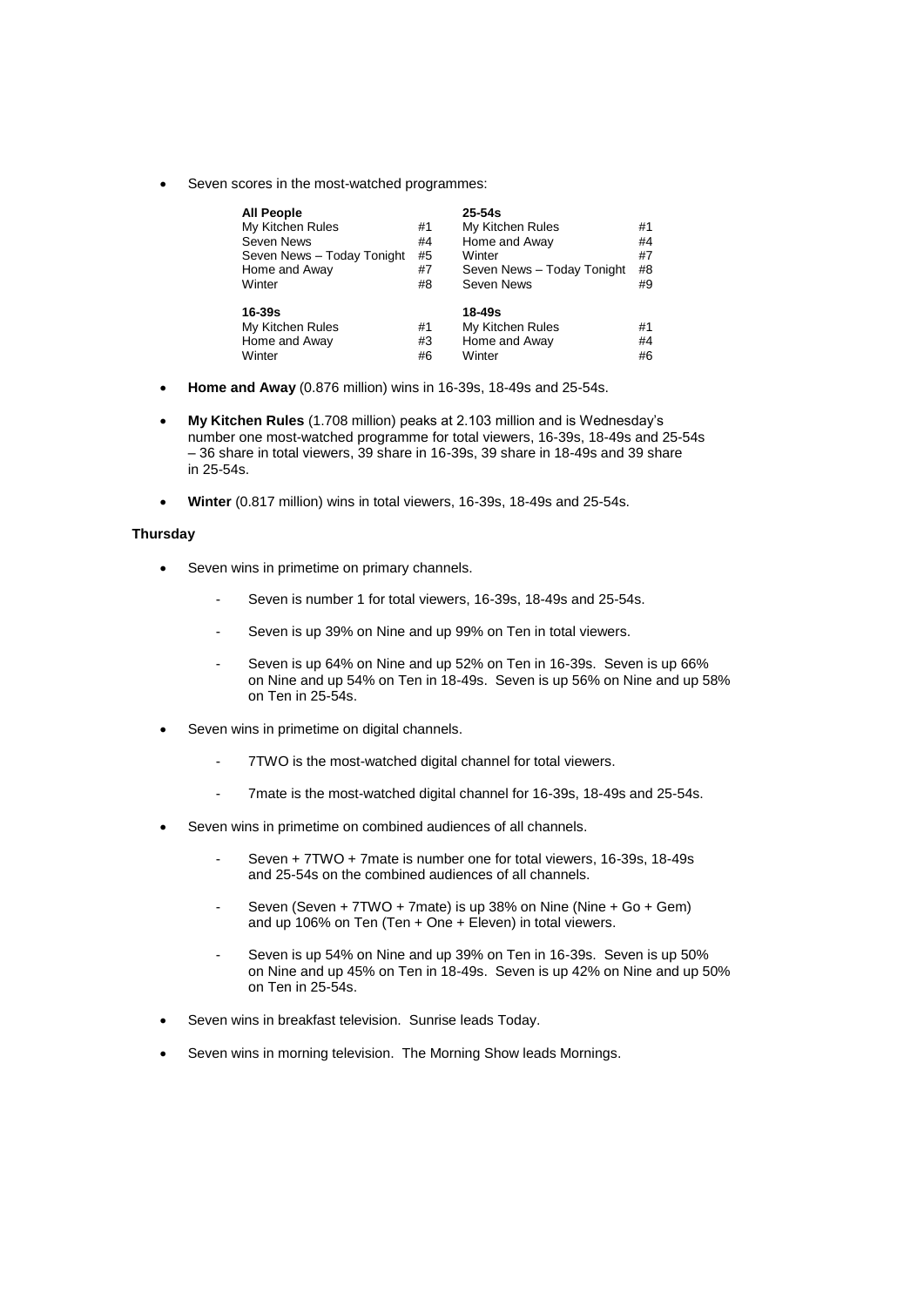- Seven scores in the most-watched programmes:

| All People | | 25-54s | |
|---|---|---|---|
| My Kitchen Rules | #1 | My Kitchen Rules | #1 |
| Seven News | #4 | Home and Away | #4 |
| Seven News – Today Tonight | #5 | Winter | #7 |
| Home and Away | #7 | Seven News – Today Tonight | #8 |
| Winter | #8 | Seven News | #9 |
| **16-39s** | | **18-49s** | |
| My Kitchen Rules | #1 | My Kitchen Rules | #1 |
| Home and Away | #3 | Home and Away | #4 |
| Winter | #6 | Winter | #6 |

- **Home and Away** (0.876 million) wins in 16-39s, 18-49s and 25-54s.

- **My Kitchen Rules** (1.708 million) peaks at 2.103 million and is Wednesday's number one most-watched programme for total viewers, 16-39s, 18-49s and 25-54s – 36 share in total viewers, 39 share in 16-39s, 39 share in 18-49s and 39 share in 25-54s.

- **Winter** (0.817 million) wins in total viewers, 16-39s, 18-49s and 25-54s.

**Thursday**

- Seven wins in primetime on primary channels.
  - Seven is number 1 for total viewers, 16-39s, 18-49s and 25-54s.
  - Seven is up 39% on Nine and up 99% on Ten in total viewers.
  - Seven is up 64% on Nine and up 52% on Ten in 16-39s. Seven is up 66% on Nine and up 54% on Ten in 18-49s. Seven is up 56% on Nine and up 58% on Ten in 25-54s.

- Seven wins in primetime on digital channels.
  - 7TWO is the most-watched digital channel for total viewers.
  - 7mate is the most-watched digital channel for 16-39s, 18-49s and 25-54s.

- Seven wins in primetime on combined audiences of all channels.
  - Seven + 7TWO + 7mate is number one for total viewers, 16-39s, 18-49s and 25-54s on the combined audiences of all channels.
  - Seven (Seven + 7TWO + 7mate) is up 38% on Nine (Nine + Go + Gem) and up 106% on Ten (Ten + One + Eleven) in total viewers.
  - Seven is up 54% on Nine and up 39% on Ten in 16-39s. Seven is up 50% on Nine and up 45% on Ten in 18-49s. Seven is up 42% on Nine and up 50% on Ten in 25-54s.

- Seven wins in breakfast television. Sunrise leads Today.

- Seven wins in morning television. The Morning Show leads Mornings.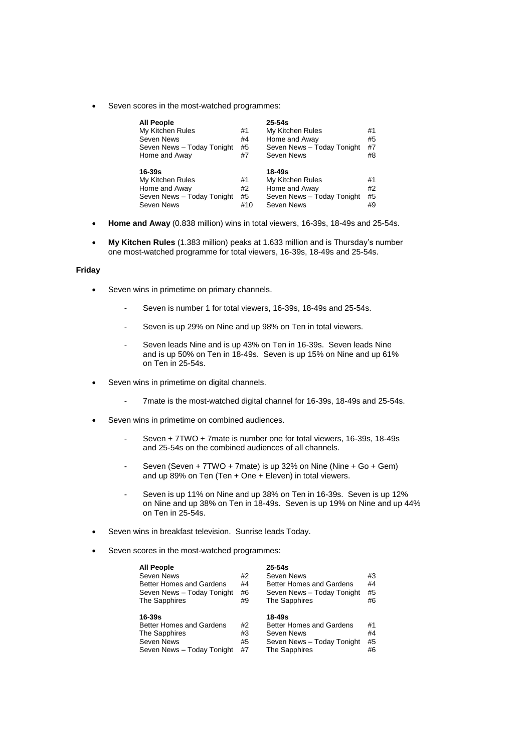- Seven scores in the most-watched programmes:

| All People | | 25-54s | |
|---|---|---|---|
| My Kitchen Rules | #1 | My Kitchen Rules | #1 |
| Seven News | #4 | Home and Away | #5 |
| Seven News – Today Tonight | #5 | Seven News – Today Tonight | #7 |
| Home and Away | #7 | Seven News | #8 |
| **16-39s** | | **18-49s** | |
| My Kitchen Rules | #1 | My Kitchen Rules | #1 |
| Home and Away | #2 | Home and Away | #2 |
| Seven News – Today Tonight | #5 | Seven News – Today Tonight | #5 |
| Seven News | #10 | Seven News | #9 |

- **Home and Away** (0.838 million) wins in total viewers, 16-39s, 18-49s and 25-54s.

- **My Kitchen Rules** (1.383 million) peaks at 1.633 million and is Thursday's number one most-watched programme for total viewers, 16-39s, 18-49s and 25-54s.

**Friday**

- Seven wins in primetime on primary channels.

  - Seven is number 1 for total viewers, 16-39s, 18-49s and 25-54s.

  - Seven is up 29% on Nine and up 98% on Ten in total viewers.

  - Seven leads Nine and is up 43% on Ten in 16-39s. Seven leads Nine and is up 50% on Ten in 18-49s. Seven is up 15% on Nine and up 61% on Ten in 25-54s.

- Seven wins in primetime on digital channels.

  - 7mate is the most-watched digital channel for 16-39s, 18-49s and 25-54s.

- Seven wins in primetime on combined audiences.

  - Seven + 7TWO + 7mate is number one for total viewers, 16-39s, 18-49s and 25-54s on the combined audiences of all channels.

  - Seven (Seven + 7TWO + 7mate) is up 32% on Nine (Nine + Go + Gem) and up 89% on Ten (Ten + One + Eleven) in total viewers.

  - Seven is up 11% on Nine and up 38% on Ten in 16-39s. Seven is up 12% on Nine and up 38% on Ten in 18-49s. Seven is up 19% on Nine and up 44% on Ten in 25-54s.

- Seven wins in breakfast television. Sunrise leads Today.

- Seven scores in the most-watched programmes:

| All People | | 25-54s | |
|---|---|---|---|
| Seven News | #2 | Seven News | #3 |
| Better Homes and Gardens | #4 | Better Homes and Gardens | #4 |
| Seven News – Today Tonight | #6 | Seven News – Today Tonight | #5 |
| The Sapphires | #9 | The Sapphires | #6 |
| **16-39s** | | **18-49s** | |
| Better Homes and Gardens | #2 | Better Homes and Gardens | #1 |
| The Sapphires | #3 | Seven News | #4 |
| Seven News | #5 | Seven News – Today Tonight | #5 |
| Seven News – Today Tonight | #7 | The Sapphires | #6 |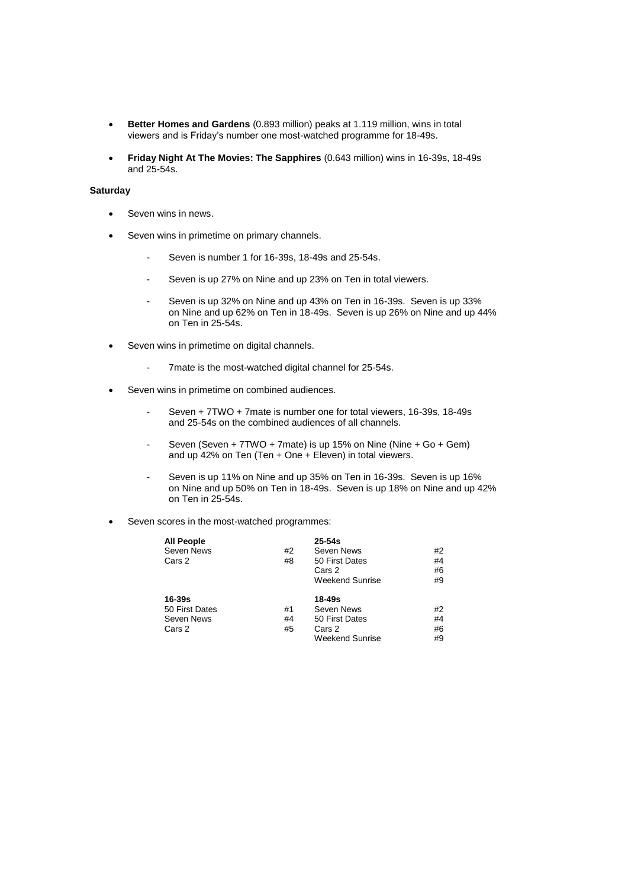- **Better Homes and Gardens** (0.893 million) peaks at 1.119 million, wins in total viewers and is Friday's number one most-watched programme for 18-49s.

- **Friday Night At The Movies: The Sapphires** (0.643 million) wins in 16-39s, 18-49s and 25-54s.

**Saturday**

- Seven wins in news.

- Seven wins in primetime on primary channels.

  - Seven is number 1 for 16-39s, 18-49s and 25-54s.

  - Seven is up 27% on Nine and up 23% on Ten in total viewers.

  - Seven is up 32% on Nine and up 43% on Ten in 16-39s. Seven is up 33% on Nine and up 62% on Ten in 18-49s. Seven is up 26% on Nine and up 44% on Ten in 25-54s.

- Seven wins in primetime on digital channels.

  - 7mate is the most-watched digital channel for 25-54s.

- Seven wins in primetime on combined audiences.

  - Seven + 7TWO + 7mate is number one for total viewers, 16-39s, 18-49s and 25-54s on the combined audiences of all channels.

  - Seven (Seven + 7TWO + 7mate) is up 15% on Nine (Nine + Go + Gem) and up 42% on Ten (Ten + One + Eleven) in total viewers.

  - Seven is up 11% on Nine and up 35% on Ten in 16-39s. Seven is up 16% on Nine and up 50% on Ten in 18-49s. Seven is up 18% on Nine and up 42% on Ten in 25-54s.

- Seven scores in the most-watched programmes:

| **All People** | | **25-54s** | |
|---|---|---|---|
| Seven News | #2 | Seven News | #2 |
| Cars 2 | #8 | 50 First Dates | #4 |
| | | Cars 2 | #6 |
| | | Weekend Sunrise | #9 |
| **16-39s** | | **18-49s** | |
| 50 First Dates | #1 | Seven News | #2 |
| Seven News | #4 | 50 First Dates | #4 |
| Cars 2 | #5 | Cars 2 | #6 |
| | | Weekend Sunrise | #9 |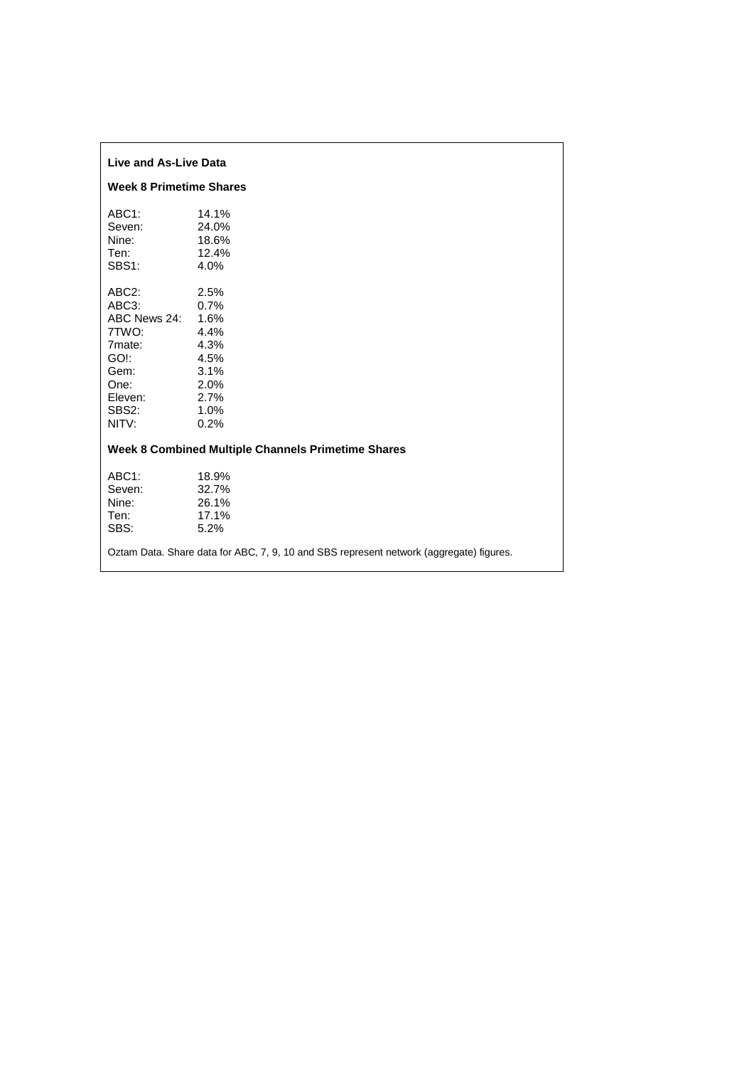**Live and As-Live Data**

**Week 8 Primetime Shares**

| | |
|---|---|
| ABC1: | 14.1% |
| Seven: | 24.0% |
| Nine: | 18.6% |
| Ten: | 12.4% |
| SBS1: | 4.0% |

| | |
|---|---|
| ABC2: | 2.5% |
| ABC3: | 0.7% |
| ABC News 24: | 1.6% |
| 7TWO: | 4.4% |
| 7mate: | 4.3% |
| GO!: | 4.5% |
| Gem: | 3.1% |
| One: | 2.0% |
| Eleven: | 2.7% |
| SBS2: | 1.0% |
| NITV: | 0.2% |

**Week 8 Combined Multiple Channels Primetime Shares**

| | |
|---|---|
| ABC1: | 18.9% |
| Seven: | 32.7% |
| Nine: | 26.1% |
| Ten: | 17.1% |
| SBS: | 5.2% |

Oztam Data. Share data for ABC, 7, 9, 10 and SBS represent network (aggregate) figures.